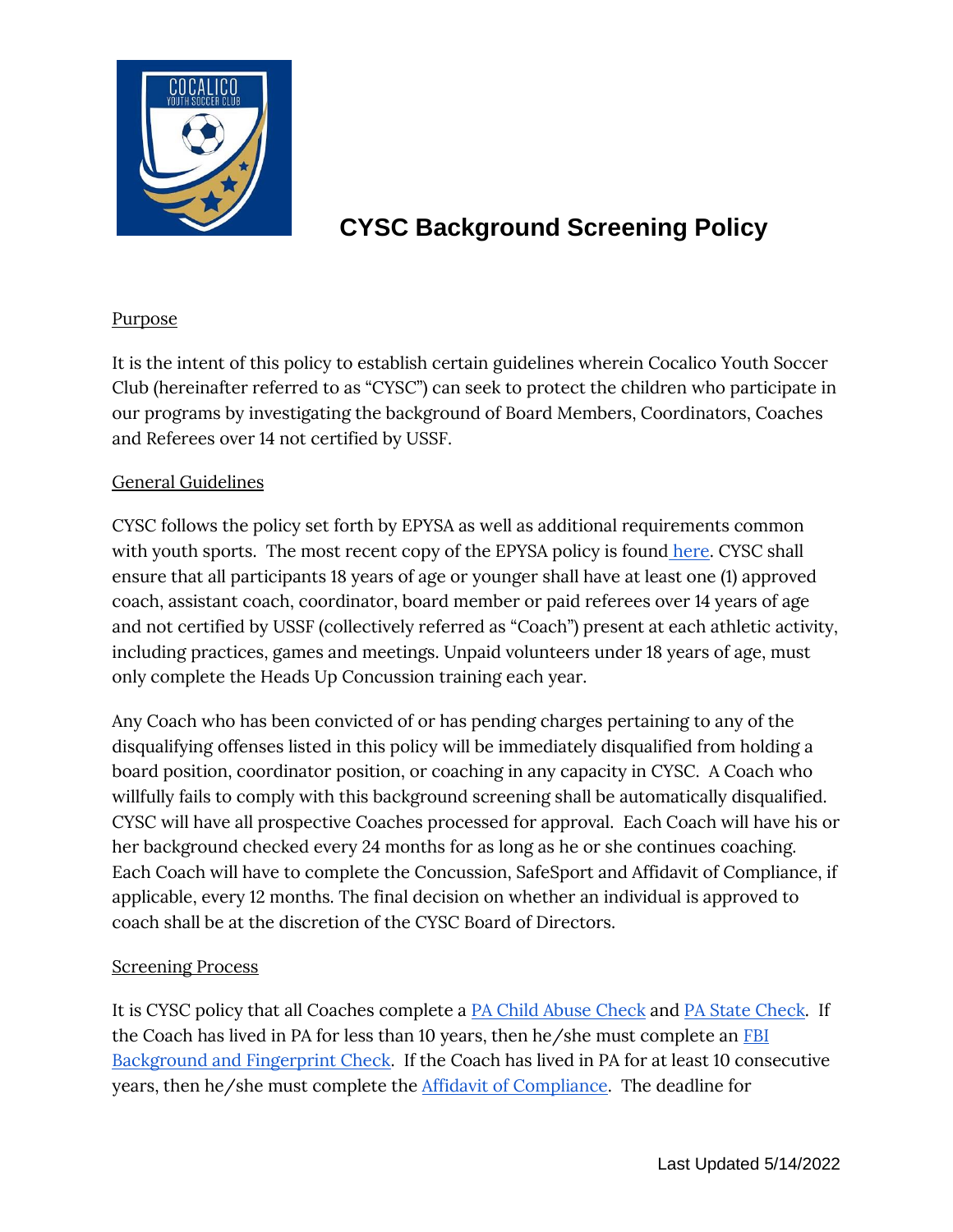# CYSC Background Screening Policy

## Purpose

It is the intent of this policy to establish certain guidelines wherein Cocalico Youth Soccer Club (hereinafter referred to as "CYSC") can seek to protect the children who participate in our programs by investigating the background of Board Members, Coordinators, Coaches and Referees over 14 not certified by USSF.

## General Guidelines

CYSC follows the policy set forth by EPYSA as well as additional requirements common with youth sports. The most recent copy of the EPYSA policy is found here. CYSC shall ensure that all participants 18 years of age or younger shall have at least one (1) approved coach, assistant coach, coordinator, board member or paid referees over 14 years of age and not certified by USSF (collectively referred as "Coach") present at each athletic activity, including practices, games and meetings. Unpaid volunteers under 18 years of age, must only complete the Heads Up Concussion training each year.

Any Coach who has been convicted of or has pending charges pertaining to any of the disqualifying offenses listed in this policy will be immediately disqualified from holding a board position, coordinator position, or coaching in any capacity in CYSC. A Coach who willfully fails to comply with this background screening shall be automatically disqualified. CYSC will have all prospective Coaches processed for approval. Each Coach will have his or her background checked every 24 months for as long as he or she continues coaching. Each Coach will have to complete the Concussion, SafeSport and Affidavit of Compliance, if applicable, every 12 months. The final decision on whether an individual is approved to coach shall be at the discretion of the CYSC Board of Directors.

## Screening Process

It is CYSC policy that all Coaches complete a PA Child Abuse Check and PA State Check. If the Coach has lived in PA for less than 10 years, then he/she must complete an FBI Background and Fingerprint Check. If the Coach has lived in PA for at least 10 consecutive years, then he/she must complete the Affidavit of Compliance. The deadline for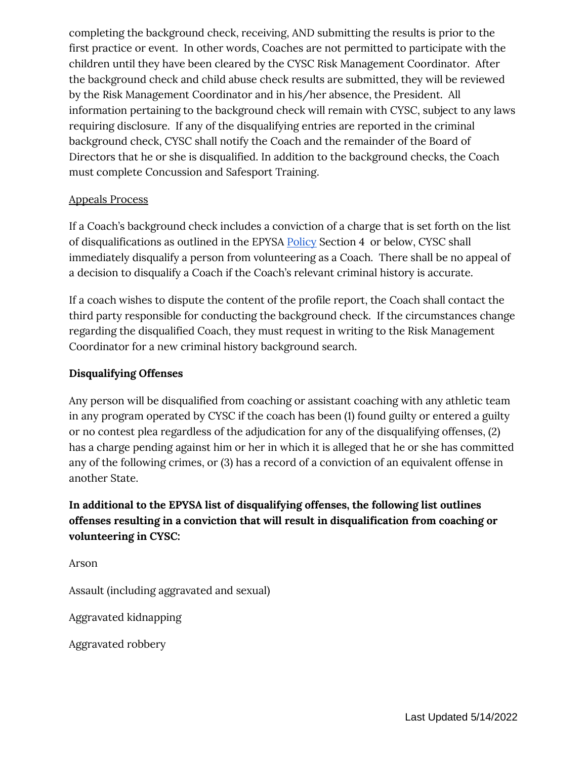completing the background check, receiving, AND submitting the results is prior to the first practice or event. In other words, Coaches are not permitted to participate with the children until they have been cleared by the CYSC Risk Management Coordinator. After the background check and child abuse check results are submitted, they will be reviewed by the Risk Management Coordinator and in his/her absence, the President. All information pertaining to the background check will remain with CYSC, subject to any laws requiring disclosure. If any of the disqualifying entries are reported in the criminal background check, CYSC shall notify the Coach and the remainder of the Board of Directors that he or she is disqualified. In addition to the background checks, the Coach must complete Concussion and Safesport Training.

<u>Appeals Process</u>

If a Coach's background check includes a conviction of a charge that is set forth on the list of disqualifications as outlined in the EPYSA Policy Section 4 or below, CYSC shall immediately disqualify a person from volunteering as a Coach. There shall be no appeal of a decision to disqualify a Coach if the Coach's relevant criminal history is accurate.

If a coach wishes to dispute the content of the profile report, the Coach shall contact the third party responsible for conducting the background check. If the circumstances change regarding the disqualified Coach, they must request in writing to the Risk Management Coordinator for a new criminal history background search.

**Disqualifying Offenses**

Any person will be disqualified from coaching or assistant coaching with any athletic team in any program operated by CYSC if the coach has been (1) found guilty or entered a guilty or no contest plea regardless of the adjudication for any of the disqualifying offenses, (2) has a charge pending against him or her in which it is alleged that he or she has committed any of the following crimes, or (3) has a record of a conviction of an equivalent offense in another State.

**In additional to the EPYSA list of disqualifying offenses, the following list outlines offenses resulting in a conviction that will result in disqualification from coaching or volunteering in CYSC:**

Arson

Assault (including aggravated and sexual)

Aggravated kidnapping

Aggravated robbery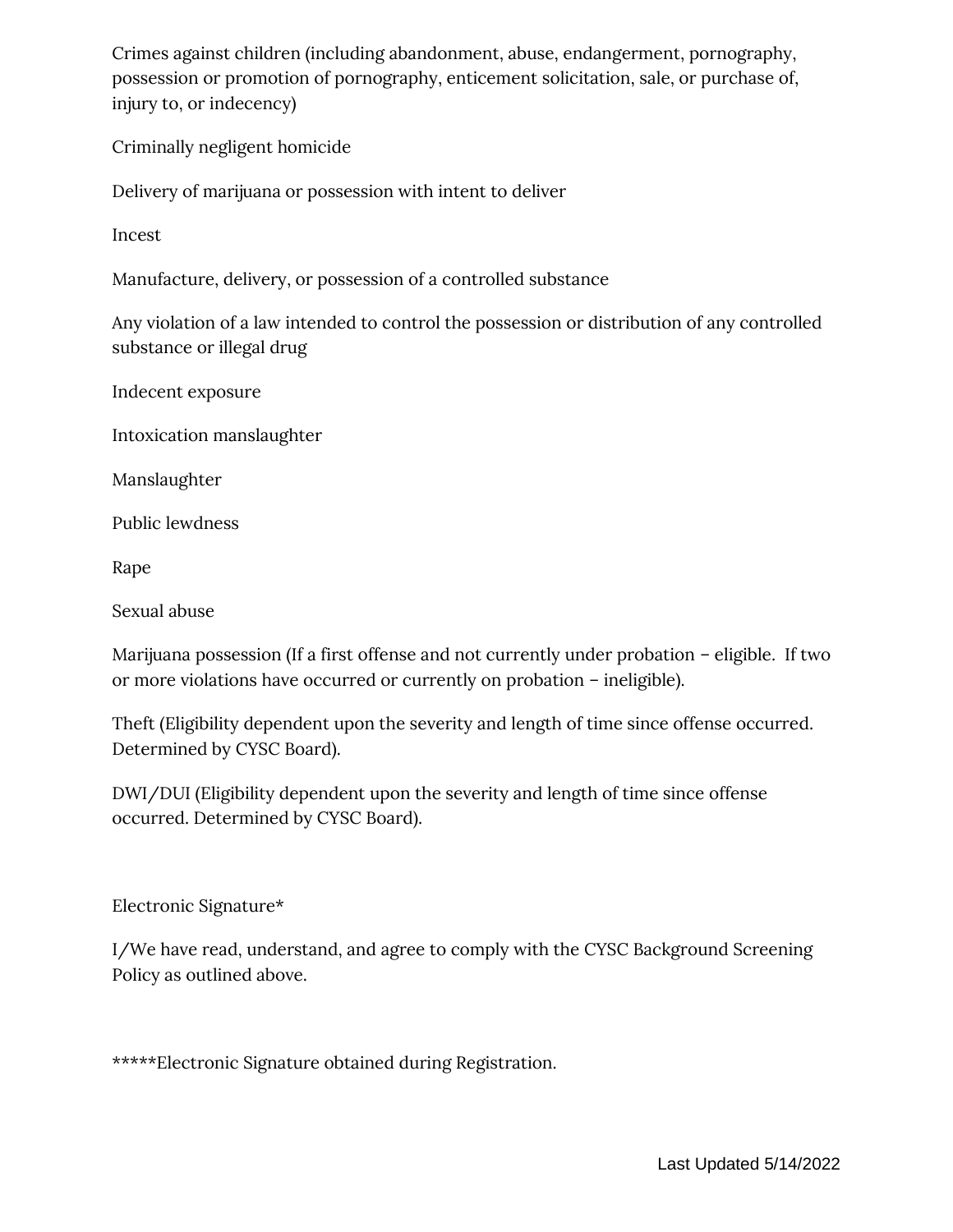Crimes against children (including abandonment, abuse, endangerment, pornography, possession or promotion of pornography, enticement solicitation, sale, or purchase of, injury to, or indecency)

Criminally negligent homicide

Delivery of marijuana or possession with intent to deliver

Incest

Manufacture, delivery, or possession of a controlled substance

Any violation of a law intended to control the possession or distribution of any controlled substance or illegal drug

Indecent exposure

Intoxication manslaughter

Manslaughter

Public lewdness

Rape

Sexual abuse

Marijuana possession (If a first offense and not currently under probation – eligible. If two or more violations have occurred or currently on probation – ineligible).

Theft (Eligibility dependent upon the severity and length of time since offense occurred. Determined by CYSC Board).

DWI/DUI (Eligibility dependent upon the severity and length of time since offense occurred. Determined by CYSC Board).

Electronic Signature*

I/We have read, understand, and agree to comply with the CYSC Background Screening Policy as outlined above.

*****Electronic Signature obtained during Registration.

Last Updated 5/14/2022